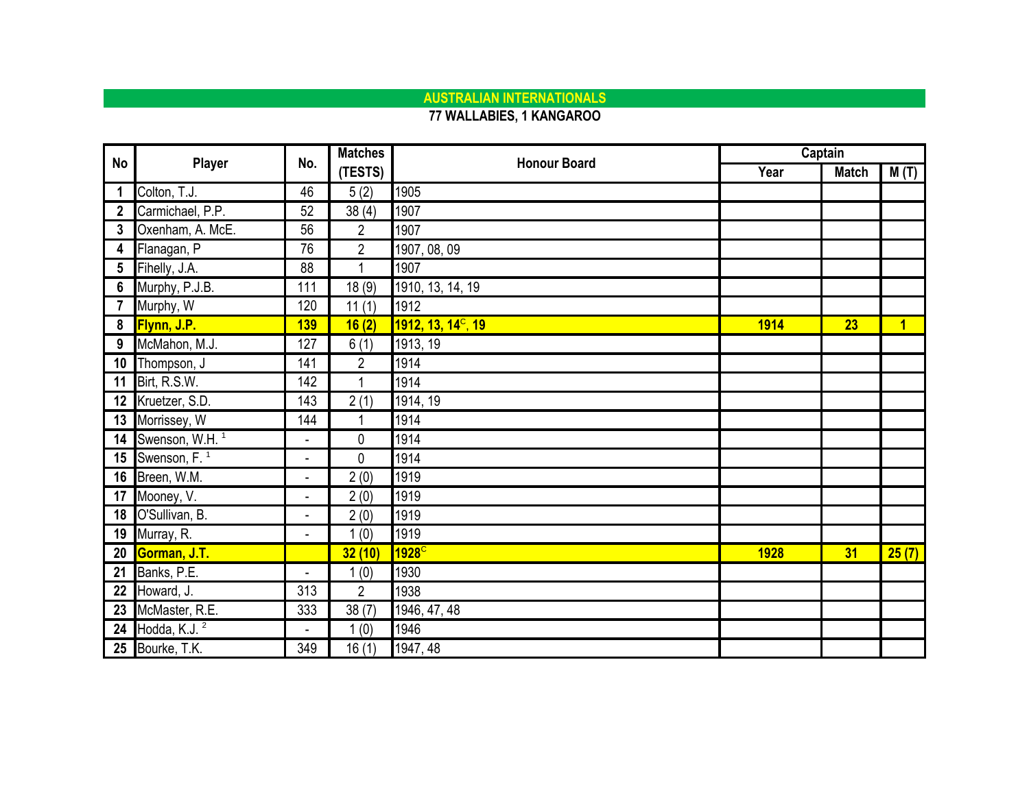## AUSTRALIAN INTERNATIONALS

**77 WALLABIES, 1 KANGAROO**

| No | Player | No. | Matches (TESTS) | Honour Board | Captain | | |
|---|---|---|---|---|---|---|---|
| | | | | | Year | Match | M (T) |
| 1 | Colton, T.J. | 46 | 5 (2) | 1905 | | | |
| 2 | Carmichael, P.P. | 52 | 38 (4) | 1907 | | | |
| 3 | Oxenham, A. McE. | 56 | 2 | 1907 | | | |
| 4 | Flanagan, P | 76 | 2 | 1907, 08, 09 | | | |
| 5 | Fihelly, J.A. | 88 | 1 | 1907 | | | |
| 6 | Murphy, P.J.B. | 111 | 18 (9) | 1910, 13, 14, 19 | | | |
| 7 | Murphy, W | 120 | 11 (1) | 1912 | | | |
| **8** | **Flynn, J.P.** | **139** | **16 (2)** | **1912, 13, 14[C], 19** | **1914** | **23** | **1** |
| 9 | McMahon, M.J. | 127 | 6 (1) | 1913, 19 | | | |
| 10 | Thompson, J | 141 | 2 | 1914 | | | |
| 11 | Birt, R.S.W. | 142 | 1 | 1914 | | | |
| 12 | Kruetzer, S.D. | 143 | 2 (1) | 1914, 19 | | | |
| 13 | Morrissey, W | 144 | 1 | 1914 | | | |
| 14 | Swenson, W.H. [1] | - | 0 | 1914 | | | |
| 15 | Swenson, F. [1] | - | 0 | 1914 | | | |
| 16 | Breen, W.M. | - | 2 (0) | 1919 | | | |
| 17 | Mooney, V. | - | 2 (0) | 1919 | | | |
| 18 | O'Sullivan, B. | - | 2 (0) | 1919 | | | |
| 19 | Murray, R. | - | 1 (0) | 1919 | | | |
| **20** | **Gorman, J.T.** | | **32 (10)** | **1928[C]** | **1928** | **31** | **25 (7)** |
| 21 | Banks, P.E. | - | 1 (0) | 1930 | | | |
| 22 | Howard, J. | 313 | 2 | 1938 | | | |
| 23 | McMaster, R.E. | 333 | 38 (7) | 1946, 47, 48 | | | |
| 24 | Hodda, K.J. [2] | - | 1 (0) | 1946 | | | |
| 25 | Bourke, T.K. | 349 | 16 (1) | 1947, 48 | | | |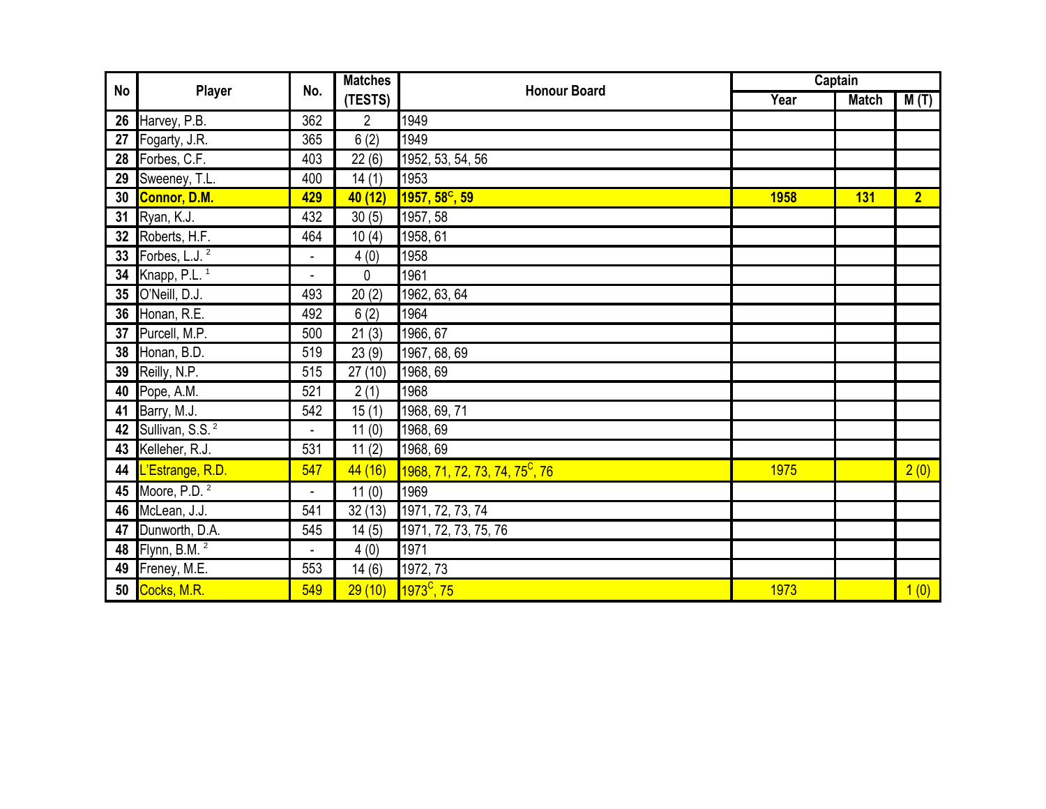| No | Player | No. | Matches (TESTS) | Honour Board | Captain | | |
|---|---|---|---|---|---|---|---|
| | | | | | Year | Match | M (T) |
| 26 | Harvey, P.B. | 362 | 2 | 1949 | | | |
| 27 | Fogarty, J.R. | 365 | 6 (2) | 1949 | | | |
| 28 | Forbes, C.F. | 403 | 22 (6) | 1952, 53, 54, 56 | | | |
| 29 | Sweeney, T.L. | 400 | 14 (1) | 1953 | | | |
| **30** | **Connor, D.M.** | **429** | **40 (12)** | **1957, 58$^{C}$, 59** | **1958** | **131** | **2** |
| 31 | Ryan, K.J. | 432 | 30 (5) | 1957, 58 | | | |
| 32 | Roberts, H.F. | 464 | 10 (4) | 1958, 61 | | | |
| 33 | Forbes, L.J. [2] | - | 4 (0) | 1958 | | | |
| 34 | Knapp, P.L. [1] | - | 0 | 1961 | | | |
| 35 | O'Neill, D.J. | 493 | 20 (2) | 1962, 63, 64 | | | |
| 36 | Honan, R.E. | 492 | 6 (2) | 1964 | | | |
| 37 | Purcell, M.P. | 500 | 21 (3) | 1966, 67 | | | |
| 38 | Honan, B.D. | 519 | 23 (9) | 1967, 68, 69 | | | |
| 39 | Reilly, N.P. | 515 | 27 (10) | 1968, 69 | | | |
| 40 | Pope, A.M. | 521 | 2 (1) | 1968 | | | |
| 41 | Barry, M.J. | 542 | 15 (1) | 1968, 69, 71 | | | |
| 42 | Sullivan, S.S. [2] | - | 11 (0) | 1968, 69 | | | |
| 43 | Kelleher, R.J. | 531 | 11 (2) | 1968, 69 | | | |
| 44 | L'Estrange, R.D. | 547 | 44 (16) | 1968, 71, 72, 73, 74, 75$^{C}$, 76 | 1975 | | 2 (0) |
| 45 | Moore, P.D. [2] | - | 11 (0) | 1969 | | | |
| 46 | McLean, J.J. | 541 | 32 (13) | 1971, 72, 73, 74 | | | |
| 47 | Dunworth, D.A. | 545 | 14 (5) | 1971, 72, 73, 75, 76 | | | |
| 48 | Flynn, B.M. [2] | - | 4 (0) | 1971 | | | |
| 49 | Freney, M.E. | 553 | 14 (6) | 1972, 73 | | | |
| 50 | Cocks, M.R. | 549 | 29 (10) | 1973$^{C}$, 75 | 1973 | | 1 (0) |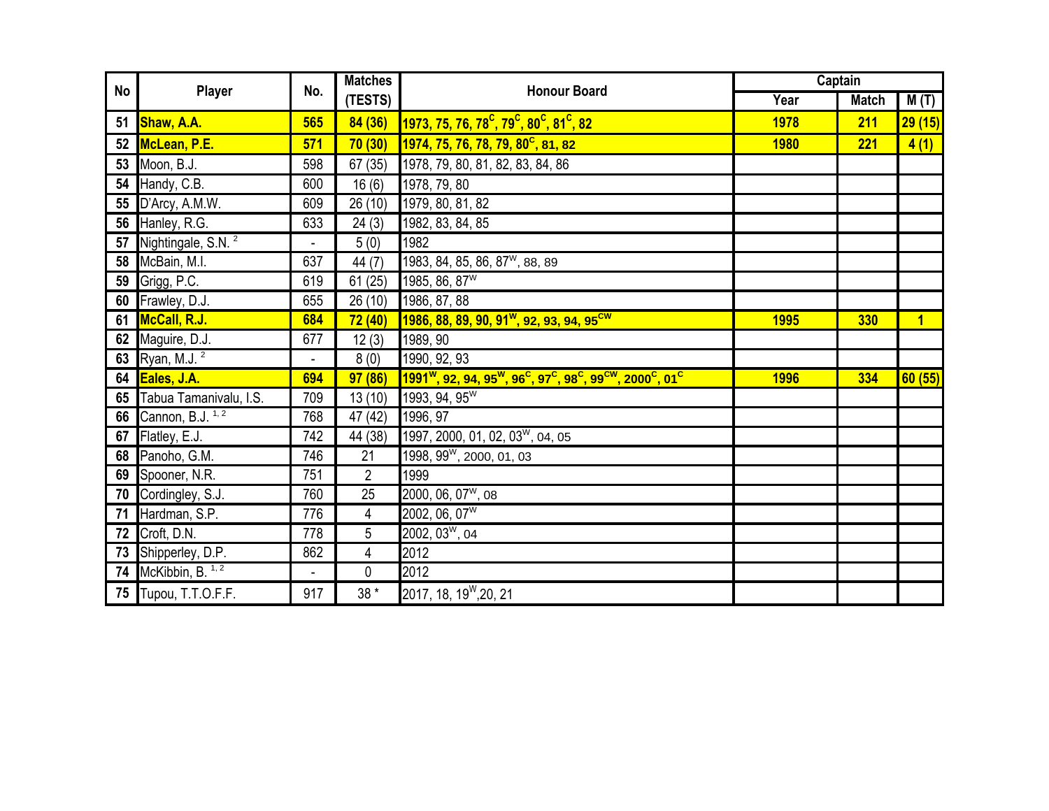| No | Player | No. | Matches (TESTS) | Honour Board | Captain | | |
|---|---|---|---|---|---|---|---|
| | | | | | Year | Match | M (T) |
| **51** | **Shaw, A.A.** | **565** | **84 (36)** | **1973, 75, 76, 78[C], 79[C], 80[C], 81[C], 82** | **1978** | **211** | **29 (15)** |
| **52** | **McLean, P.E.** | **571** | **70 (30)** | **1974, 75, 76, 78, 79, 80[C], 81, 82** | **1980** | **221** | **4 (1)** |
| **53** | Moon, B.J. | 598 | 67 (35) | 1978, 79, 80, 81, 82, 83, 84, 86 | | | |
| **54** | Handy, C.B. | 600 | 16 (6) | 1978, 79, 80 | | | |
| **55** | D'Arcy, A.M.W. | 609 | 26 (10) | 1979, 80, 81, 82 | | | |
| **56** | Hanley, R.G. | 633 | 24 (3) | 1982, 83, 84, 85 | | | |
| **57** | Nightingale, S.N. [2] | - | 5 (0) | 1982 | | | |
| **58** | McBain, M.I. | 637 | 44 (7) | 1983, 84, 85, 86, 87[W], 88, 89 | | | |
| **59** | Grigg, P.C. | 619 | 61 (25) | 1985, 86, 87[W] | | | |
| **60** | Frawley, D.J. | 655 | 26 (10) | 1986, 87, 88 | | | |
| **61** | **McCall, R.J.** | **684** | **72 (40)** | **1986, 88, 89, 90, 91[W], 92, 93, 94, 95[CW]** | **1995** | **330** | **1** |
| **62** | Maguire, D.J. | 677 | 12 (3) | 1989, 90 | | | |
| **63** | Ryan, M.J. [2] | - | 8 (0) | 1990, 92, 93 | | | |
| **64** | **Eales, J.A.** | **694** | **97 (86)** | **1991[W], 92, 94, 95[W], 96[C], 97[C], 98[C], 99[CW], 2000[C], 01[C]** | **1996** | **334** | **60 (55)** |
| **65** | Tabua Tamanivalu, I.S. | 709 | 13 (10) | 1993, 94, 95[W] | | | |
| **66** | Cannon, B.J. [1, 2] | 768 | 47 (42) | 1996, 97 | | | |
| **67** | Flatley, E.J. | 742 | 44 (38) | 1997, 2000, 01, 02, 03[W], 04, 05 | | | |
| **68** | Panoho, G.M. | 746 | 21 | 1998, 99[W], 2000, 01, 03 | | | |
| **69** | Spooner, N.R. | 751 | 2 | 1999 | | | |
| **70** | Cordingley, S.J. | 760 | 25 | 2000, 06, 07[W], 08 | | | |
| **71** | Hardman, S.P. | 776 | 4 | 2002, 06, 07[W] | | | |
| **72** | Croft, D.N. | 778 | 5 | 2002, 03[W], 04 | | | |
| **73** | Shipperley, D.P. | 862 | 4 | 2012 | | | |
| **74** | McKibbin, B. [1, 2] | - | 0 | 2012 | | | |
| **75** | Tupou, T.T.O.F.F. | 917 | 38 * | 2017, 18, 19[W],20, 21 | | | |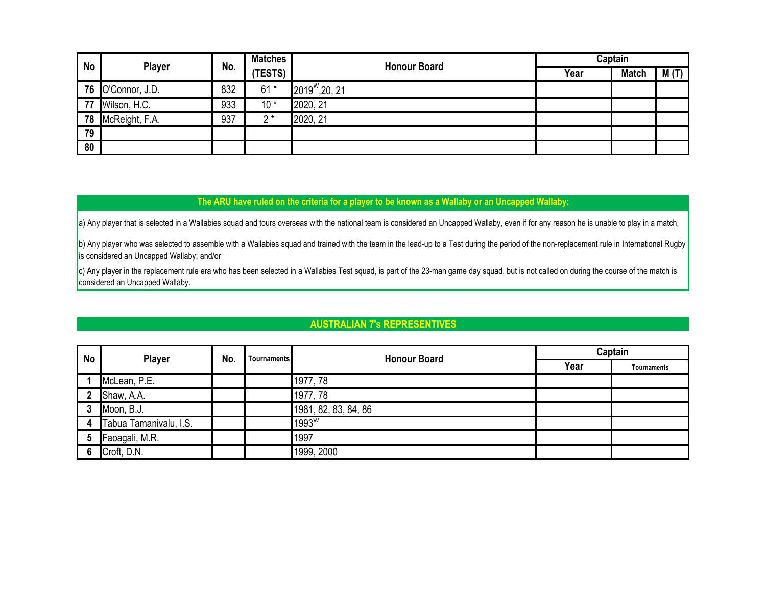| No | Player | No. | Matches (TESTS) | Honour Board | Captain | | |
|---|---|---|---|---|---|---|---|
| | | | | | Year | Match | M (T) |
| 76 | O'Connor, J.D. | 832 | 61 * | 2019[W],20, 21 | | | |
| 77 | Wilson, H.C. | 933 | 10 * | 2020, 21 | | | |
| 78 | McReight, F.A. | 937 | 2 * | 2020, 21 | | | |
| 79 | | | | | | | |
| 80 | | | | | | | |

**The ARU have ruled on the criteria for a player to be known as a Wallaby or an Uncapped Wallaby:**

a) Any player that is selected in a Wallabies squad and tours overseas with the national team is considered an Uncapped Wallaby, even if for any reason he is unable to play in a match,

b) Any player who was selected to assemble with a Wallabies squad and trained with the team in the lead-up to a Test during the period of the non-replacement rule in International Rugby is considered an Uncapped Wallaby; and/or

c) Any player in the replacement rule era who has been selected in a Wallabies Test squad, is part of the 23-man game day squad, but is not called on during the course of the match is considered an Uncapped Wallaby.

## AUSTRALIAN 7's REPRESENTIVES

| No | Player | No. | Tournaments | Honour Board | Captain | |
|---|---|---|---|---|---|---|
| | | | | | Year | Tournaments |
| 1 | McLean, P.E. | | | 1977, 78 | | |
| 2 | Shaw, A.A. | | | 1977, 78 | | |
| 3 | Moon, B.J. | | | 1981, 82, 83, 84, 86 | | |
| 4 | Tabua Tamanivalu, I.S. | | | 1993[W] | | |
| 5 | Faoagali, M.R. | | | 1997 | | |
| 6 | Croft, D.N. | | | 1999, 2000 | | |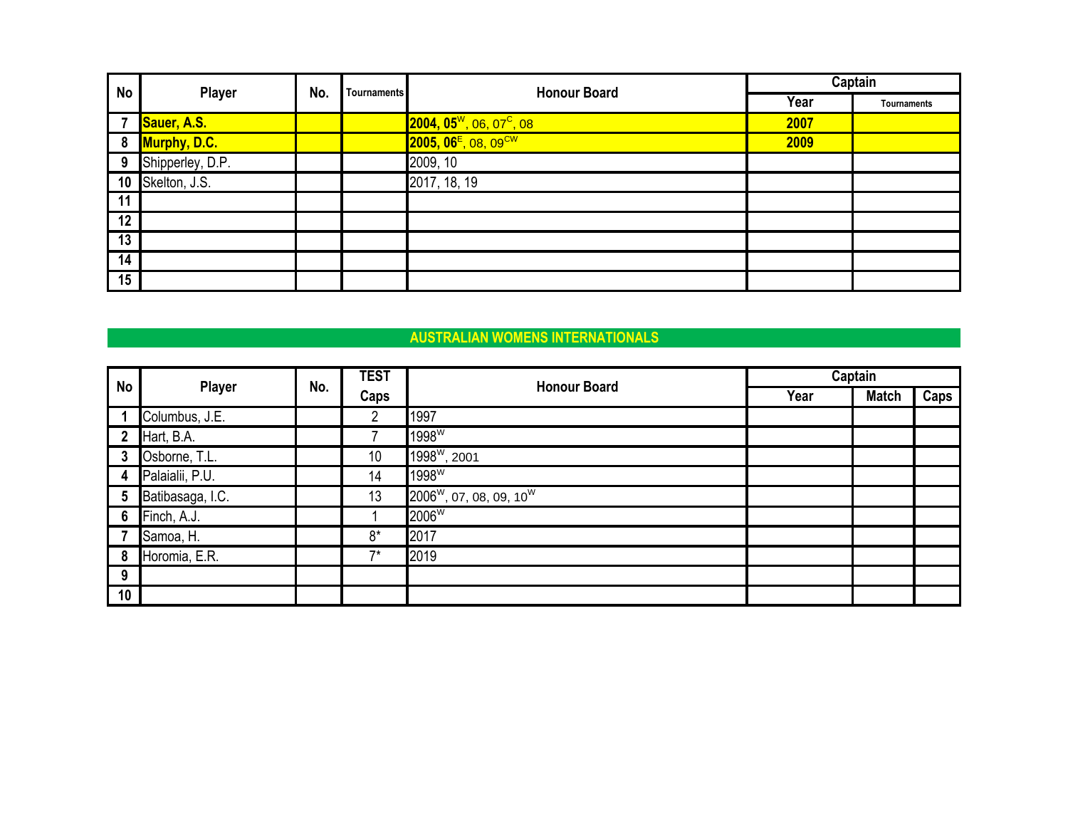| No | Player | No. | Tournaments | Honour Board | Captain | |
|---|---|---|---|---|---|---|
| | | | | | Year | Tournaments |
| 7 | **Sauer, A.S.** | | | **2004, 05**[W], 06, 07[C], 08 | **2007** | |
| 8 | **Murphy, D.C.** | | | **2005, 06**[E], 08, 09[CW] | **2009** | |
| 9 | Shipperley, D.P. | | | 2009, 10 | | |
| 10 | Skelton, J.S. | | | 2017, 18, 19 | | |
| 11 | | | | | | |
| 12 | | | | | | |
| 13 | | | | | | |
| 14 | | | | | | |
| 15 | | | | | | |

## AUSTRALIAN WOMENS INTERNATIONALS

| No | Player | No. | TEST Caps | Honour Board | Captain | | |
|---|---|---|---|---|---|---|---|
| | | | | | Year | Match | Caps |
| 1 | Columbus, J.E. | | 2 | 1997 | | | |
| 2 | Hart, B.A. | | 7 | 1998[W] | | | |
| 3 | Osborne, T.L. | | 10 | 1998[W], 2001 | | | |
| 4 | Palaialii, P.U. | | 14 | 1998[W] | | | |
| 5 | Batibasaga, I.C. | | 13 | 2006[W], 07, 08, 09, 10[W] | | | |
| 6 | Finch, A.J. | | 1 | 2006[W] | | | |
| 7 | Samoa, H. | | 8* | 2017 | | | |
| 8 | Horomia, E.R. | | 7* | 2019 | | | |
| 9 | | | | | | | |
| 10 | | | | | | | |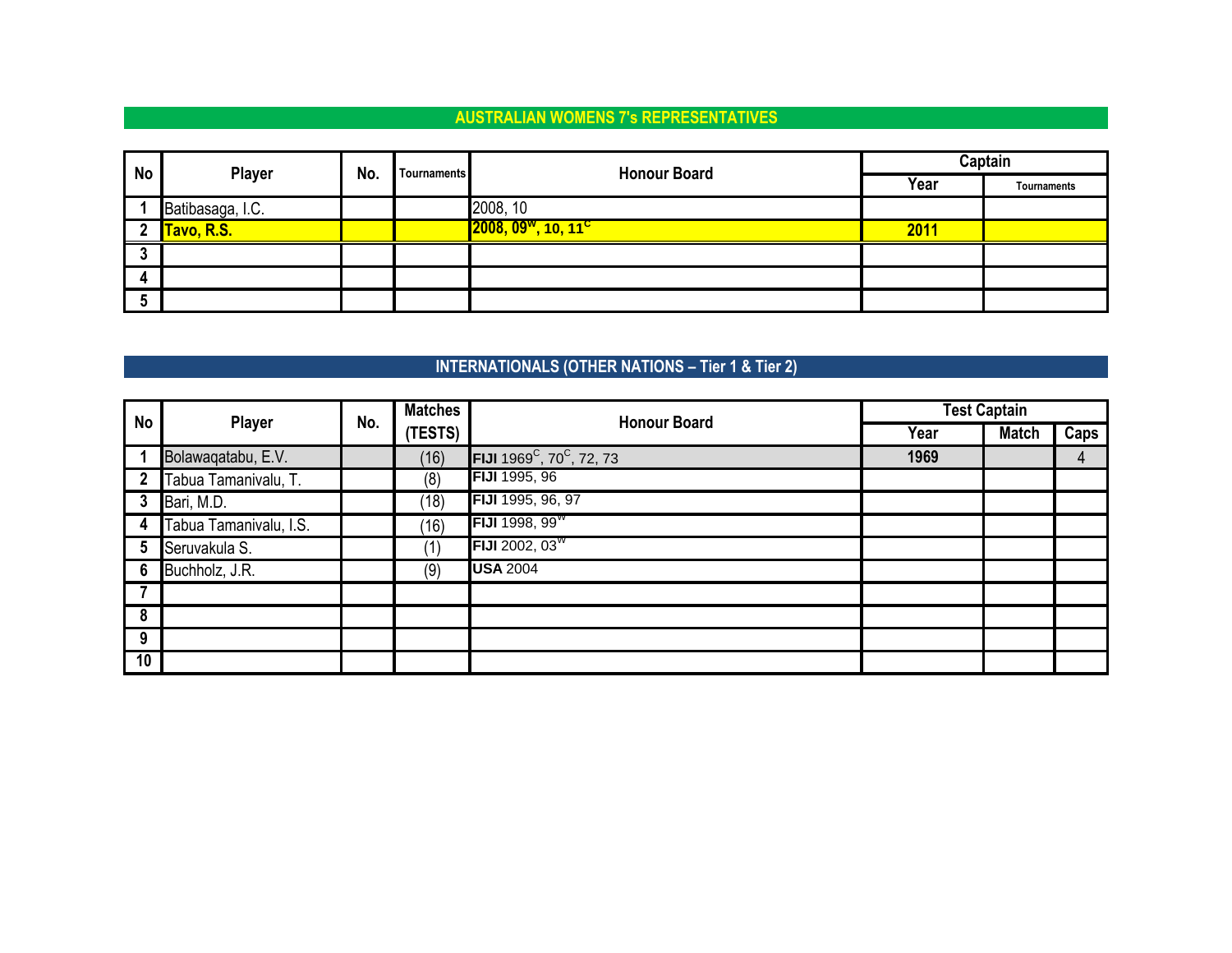## AUSTRALIAN WOMENS 7's REPRESENTATIVES

| No | Player | No. | Tournaments | Honour Board | Captain | |
|---|---|---|---|---|---|---|
| | | | | | Year | Tournaments |
| 1 | Batibasaga, I.C. | | | 2008, 10 | | |
| 2 | **Tavo, R.S.** | | | **2008, 09^W^, 10, 11^C^** | **2011** | |
| 3 | | | | | | |
| 4 | | | | | | |
| 5 | | | | | | |

## INTERNATIONALS (OTHER NATIONS – Tier 1 & Tier 2)

| No | Player | No. | Matches (TESTS) | Honour Board | Test Captain | | |
|---|---|---|---|---|---|---|---|
| | | | | | Year | Match | Caps |
| 1 | Bolawaqatabu, E.V. | | (16) | **FIJI** 1969^C^, 70^C^, 72, 73 | **1969** | | 4 |
| 2 | Tabua Tamanivalu, T. | | (8) | **FIJI** 1995, 96 | | | |
| 3 | Bari, M.D. | | (18) | **FIJI** 1995, 96, 97 | | | |
| 4 | Tabua Tamanivalu, I.S. | | (16) | **FIJI** 1998, 99^W^ | | | |
| 5 | Seruvakula S. | | (1) | **FIJI** 2002, 03^W^ | | | |
| 6 | Buchholz, J.R. | | (9) | **USA** 2004 | | | |
| 7 | | | | | | | |
| 8 | | | | | | | |
| 9 | | | | | | | |
| 10 | | | | | | | |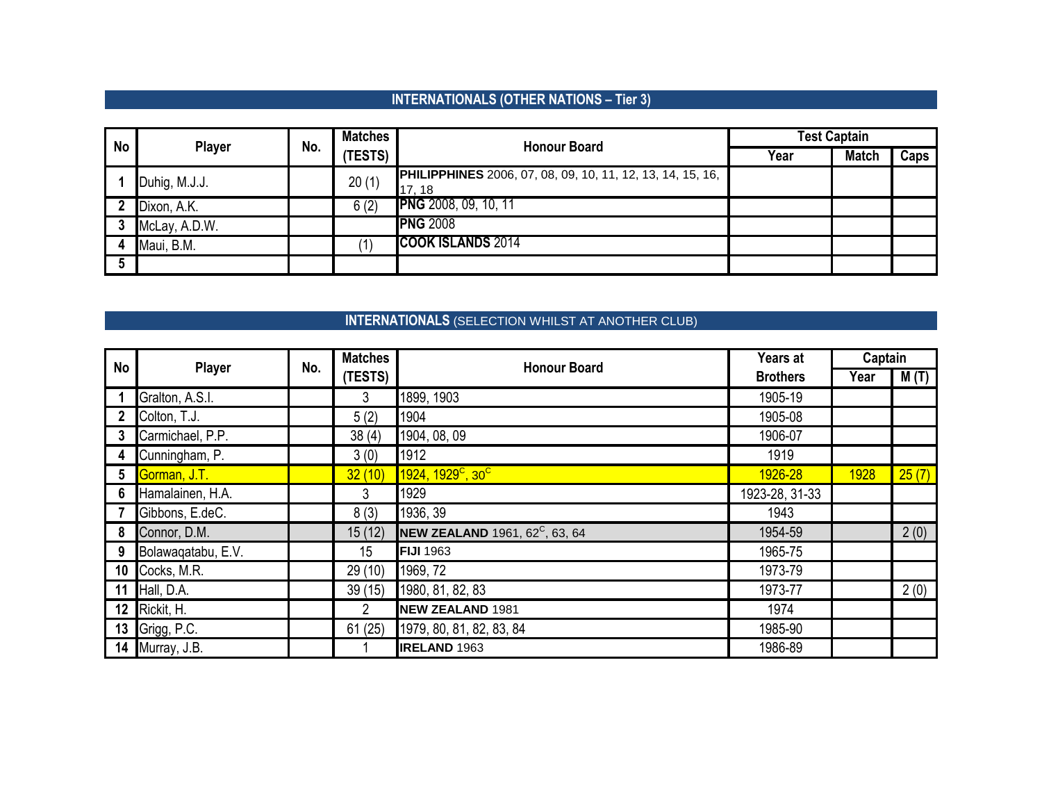## INTERNATIONALS (OTHER NATIONS – Tier 3)

| No | Player | No. | Matches (TESTS) | Honour Board | Test Captain | | |
|---|---|---|---|---|---|---|---|
| | | | | | Year | Match | Caps |
| 1 | Duhig, M.J.J. | | 20 (1) | **PHILIPPHINES** 2006, 07, 08, 09, 10, 11, 12, 13, 14, 15, 16, 17, 18 | | | |
| 2 | Dixon, A.K. | | 6 (2) | **PNG** 2008, 09, 10, 11 | | | |
| 3 | McLay, A.D.W. | | | **PNG** 2008 | | | |
| 4 | Maui, B.M. | | (1) | **COOK ISLANDS** 2014 | | | |
| 5 | | | | | | | |

## INTERNATIONALS (SELECTION WHILST AT ANOTHER CLUB)

| No | Player | No. | Matches (TESTS) | Honour Board | Years at Brothers | Captain | |
|---|---|---|---|---|---|---|---|
| | | | | | | Year | M (T) |
| 1 | Gralton, A.S.I. | | 3 | 1899, 1903 | 1905-19 | | |
| 2 | Colton, T.J. | | 5 (2) | 1904 | 1905-08 | | |
| 3 | Carmichael, P.P. | | 38 (4) | 1904, 08, 09 | 1906-07 | | |
| 4 | Cunningham, P. | | 3 (0) | 1912 | 1919 | | |
| 5 | Gorman, J.T. | | 32 (10) | 1924, 1929[C], 30[C] | 1926-28 | 1928 | 25 (7) |
| 6 | Hamalainen, H.A. | | 3 | 1929 | 1923-28, 31-33 | | |
| 7 | Gibbons, E.deC. | | 8 (3) | 1936, 39 | 1943 | | |
| 8 | Connor, D.M. | | 15 (12) | **NEW ZEALAND** 1961, 62[C], 63, 64 | 1954-59 | | 2 (0) |
| 9 | Bolawaqatabu, E.V. | | 15 | **FIJI** 1963 | 1965-75 | | |
| 10 | Cocks, M.R. | | 29 (10) | 1969, 72 | 1973-79 | | |
| 11 | Hall, D.A. | | 39 (15) | 1980, 81, 82, 83 | 1973-77 | | 2 (0) |
| 12 | Rickit, H. | | 2 | **NEW ZEALAND** 1981 | 1974 | | |
| 13 | Grigg, P.C. | | 61 (25) | 1979, 80, 81, 82, 83, 84 | 1985-90 | | |
| 14 | Murray, J.B. | | 1 | **IRELAND** 1963 | 1986-89 | | |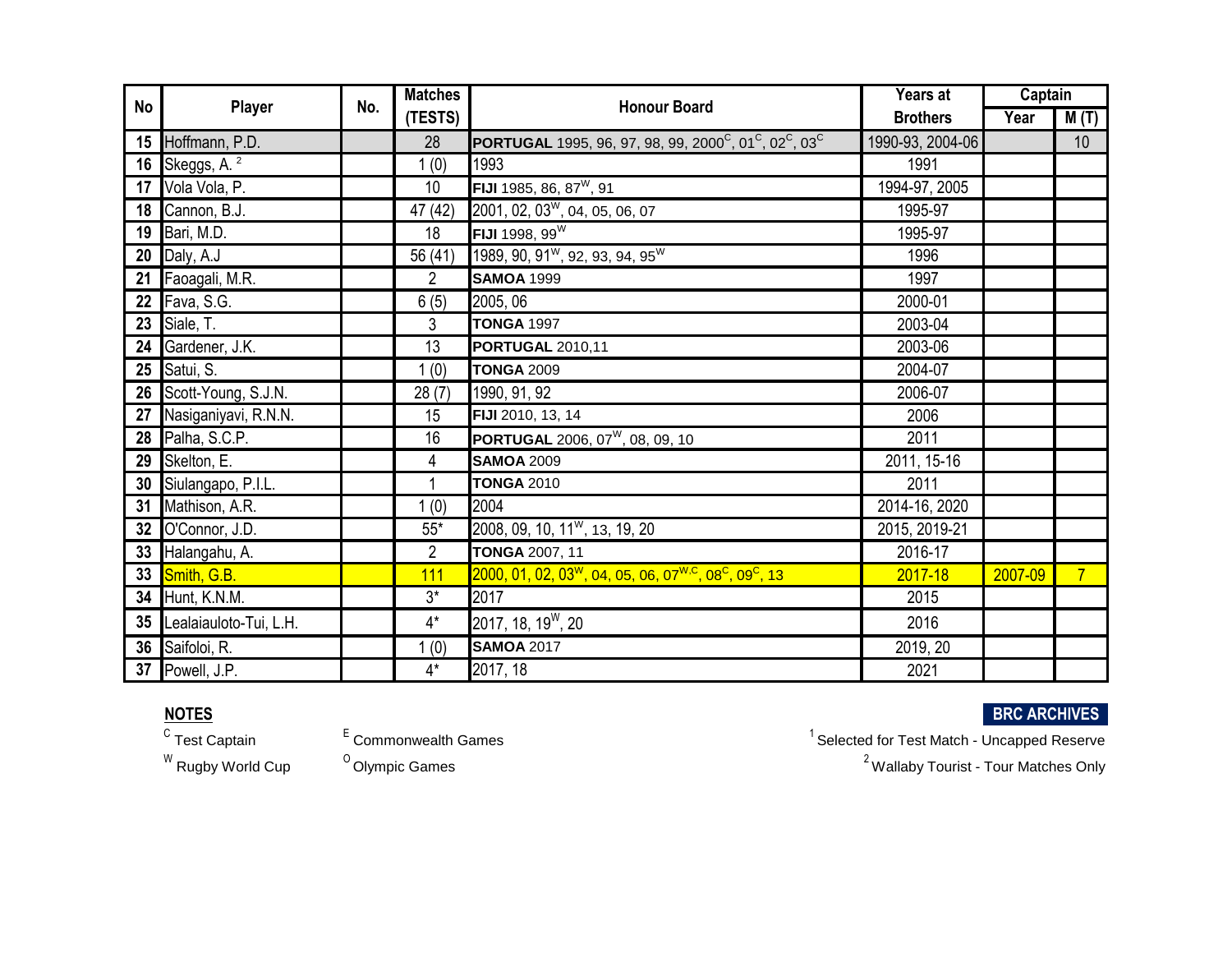| No | Player | No. | Matches (TESTS) | Honour Board | Years at Brothers | Captain | |
|---|---|---|---|---|---|---|---|
| | | | | | | Year | M (T) |
| 15 | Hoffmann, P.D. | | 28 | **PORTUGAL** 1995, 96, 97, 98, 99, 2000[C], 01[C], 02[C], 03[C] | 1990-93, 2004-06 | | 10 |
| 16 | Skeggs, A. [2] | | 1 (0) | 1993 | 1991 | | |
| 17 | Vola Vola, P. | | 10 | **FIJI** 1985, 86, 87[W], 91 | 1994-97, 2005 | | |
| 18 | Cannon, B.J. | | 47 (42) | 2001, 02, 03[W], 04, 05, 06, 07 | 1995-97 | | |
| 19 | Bari, M.D. | | 18 | **FIJI** 1998, 99[W] | 1995-97 | | |
| 20 | Daly, A.J | | 56 (41) | 1989, 90, 91[W], 92, 93, 94, 95[W] | 1996 | | |
| 21 | Faoagali, M.R. | | 2 | **SAMOA** 1999 | 1997 | | |
| 22 | Fava, S.G. | | 6 (5) | 2005, 06 | 2000-01 | | |
| 23 | Siale, T. | | 3 | **TONGA** 1997 | 2003-04 | | |
| 24 | Gardener, J.K. | | 13 | **PORTUGAL** 2010,11 | 2003-06 | | |
| 25 | Satui, S. | | 1 (0) | **TONGA** 2009 | 2004-07 | | |
| 26 | Scott-Young, S.J.N. | | 28 (7) | 1990, 91, 92 | 2006-07 | | |
| 27 | Nasiganiyavi, R.N.N. | | 15 | **FIJI** 2010, 13, 14 | 2006 | | |
| 28 | Palha, S.C.P. | | 16 | **PORTUGAL** 2006, 07[W], 08, 09, 10 | 2011 | | |
| 29 | Skelton, E. | | 4 | **SAMOA** 2009 | 2011, 15-16 | | |
| 30 | Siulangapo, P.I.L. | | 1 | **TONGA** 2010 | 2011 | | |
| 31 | Mathison, A.R. | | 1 (0) | 2004 | 2014-16, 2020 | | |
| 32 | O'Connor, J.D. | | 55* | 2008, 09, 10, 11[W], 13, 19, 20 | 2015, 2019-21 | | |
| 33 | Halangahu, A. | | 2 | **TONGA** 2007, 11 | 2016-17 | | |
| 33 | Smith, G.B. | | 111 | 2000, 01, 02, 03[W], 04, 05, 06, 07[W,C], 08[C], 09[C], 13 | 2017-18 | 2007-09 | 7 |
| 34 | Hunt, K.N.M. | | 3* | 2017 | 2015 | | |
| 35 | Lealaiauloto-Tui, L.H. | | 4* | 2017, 18, 19[W], 20 | 2016 | | |
| 36 | Saifoloi, R. | | 1 (0) | **SAMOA** 2017 | 2019, 20 | | |
| 37 | Powell, J.P. | | 4* | 2017, 18 | 2021 | | |

**NOTES**

[C] Test Captain

[W] Rugby World Cup

[E] Commonwealth Games

[O] Olympic Games

**BRC ARCHIVES**

[1] Selected for Test Match - Uncapped Reserve

[2] Wallaby Tourist - Tour Matches Only